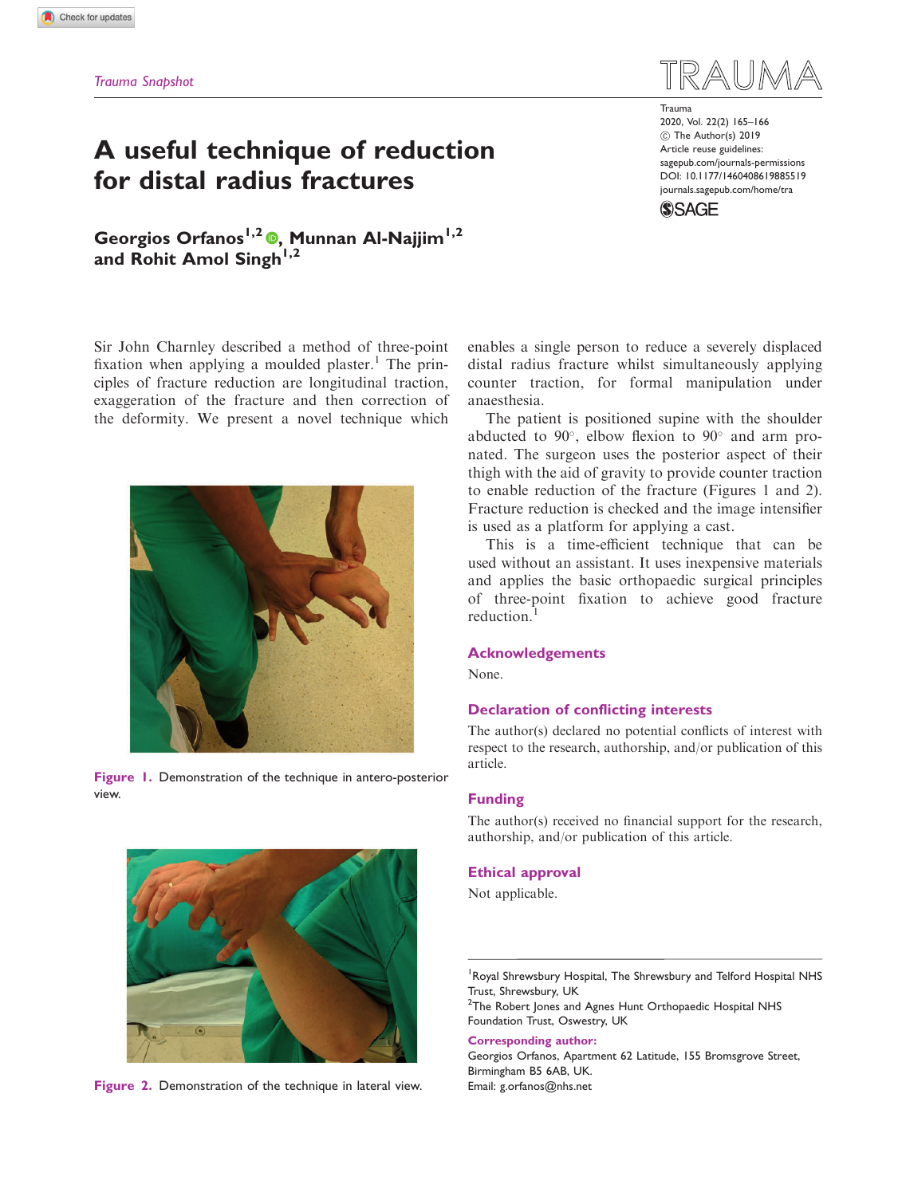Trauma Snapshot

# A useful technique of reduction for distal radius fractures

**Georgios Orfanos[1,2], Munnan Al-Najjim[1,2] and Rohit Amol Singh[1,2]**

Trauma
2020, Vol. 22(2) 165–166
© The Author(s) 2019
Article reuse guidelines:
sagepub.com/journals-permissions
DOI: 10.1177/1460408619885519
journals.sagepub.com/home/tra

Sir John Charnley described a method of three-point fixation when applying a moulded plaster.[1] The principles of fracture reduction are longitudinal traction, exaggeration of the fracture and then correction of the deformity. We present a novel technique which enables a single person to reduce a severely displaced distal radius fracture whilst simultaneously applying counter traction, for formal manipulation under anaesthesia.

The patient is positioned supine with the shoulder abducted to 90°, elbow flexion to 90° and arm pronated. The surgeon uses the posterior aspect of their thigh with the aid of gravity to provide counter traction to enable reduction of the fracture (Figures 1 and 2). Fracture reduction is checked and the image intensifier is used as a platform for applying a cast.

This is a time-efficient technique that can be used without an assistant. It uses inexpensive materials and applies the basic orthopaedic surgical principles of three-point fixation to achieve good fracture reduction.[1]

**Figure 1.** Demonstration of the technique in antero-posterior view.

**Figure 2.** Demonstration of the technique in lateral view.

## Acknowledgements

None.

## Declaration of conflicting interests

The author(s) declared no potential conflicts of interest with respect to the research, authorship, and/or publication of this article.

## Funding

The author(s) received no financial support for the research, authorship, and/or publication of this article.

## Ethical approval

Not applicable.

[1]Royal Shrewsbury Hospital, The Shrewsbury and Telford Hospital NHS Trust, Shrewsbury, UK
[2]The Robert Jones and Agnes Hunt Orthopaedic Hospital NHS Foundation Trust, Oswestry, UK

**Corresponding author:**
Georgios Orfanos, Apartment 62 Latitude, 155 Bromsgrove Street, Birmingham B5 6AB, UK.
Email: g.orfanos@nhs.net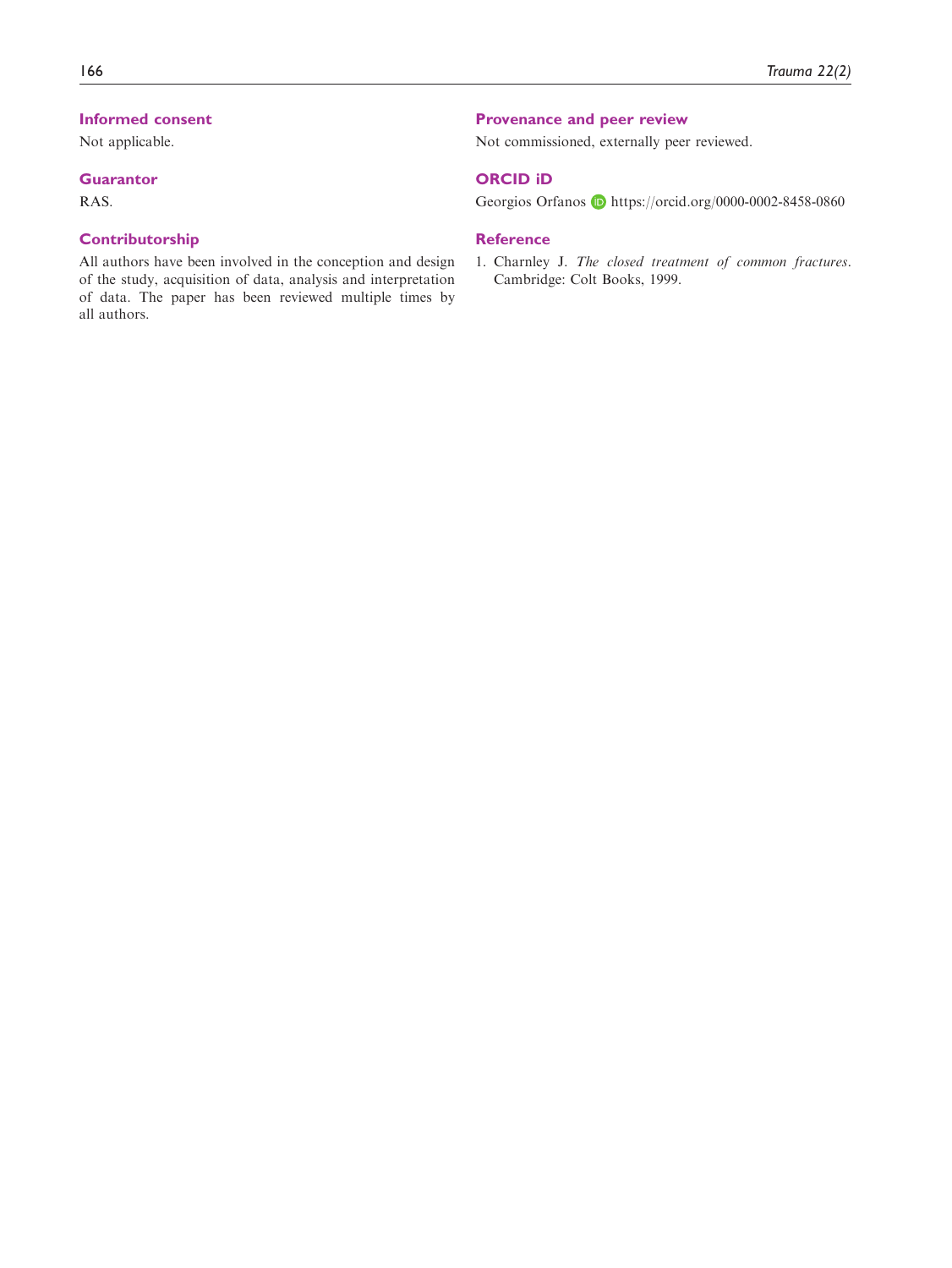## Informed consent

Not applicable.

## Guarantor

RAS.

## Contributorship

All authors have been involved in the conception and design of the study, acquisition of data, analysis and interpretation of data. The paper has been reviewed multiple times by all authors.

## Provenance and peer review

Not commissioned, externally peer reviewed.

## ORCID iD

Georgios Orfanos https://orcid.org/0000-0002-8458-0860

## Reference

1. Charnley J. *The closed treatment of common fractures*. Cambridge: Colt Books, 1999.